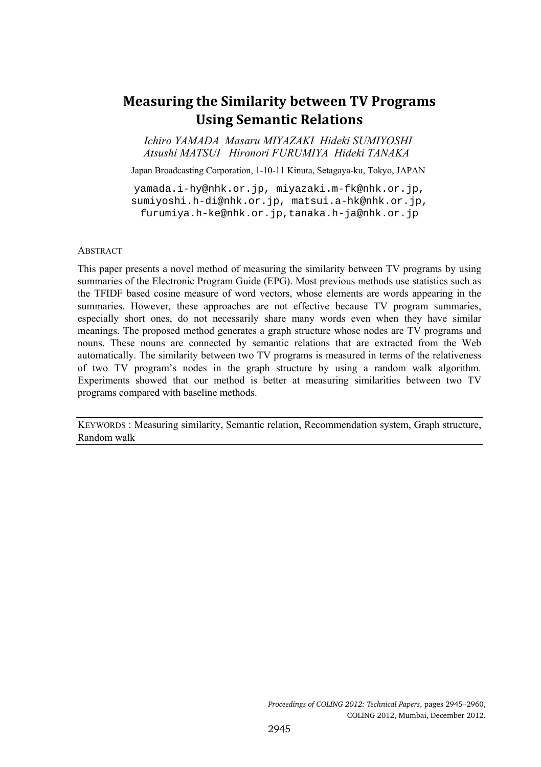# Measuring the Similarity between TV Programs Using Semantic Relations

*Ichiro YAMADA Masaru MIYAZAKI Hideki SUMIYOSHI*
*Atsushi MATSUI Hironori FURUMIYA Hideki TANAKA*

Japan Broadcasting Corporation, 1-10-11 Kinuta, Setagaya-ku, Tokyo, JAPAN

yamada.i-hy@nhk.or.jp, miyazaki.m-fk@nhk.or.jp, sumiyoshi.h-di@nhk.or.jp, matsui.a-hk@nhk.or.jp, furumiya.h-ke@nhk.or.jp,tanaka.h-ja@nhk.or.jp

ABSTRACT

This paper presents a novel method of measuring the similarity between TV programs by using summaries of the Electronic Program Guide (EPG). Most previous methods use statistics such as the TFIDF based cosine measure of word vectors, whose elements are words appearing in the summaries. However, these approaches are not effective because TV program summaries, especially short ones, do not necessarily share many words even when they have similar meanings. The proposed method generates a graph structure whose nodes are TV programs and nouns. These nouns are connected by semantic relations that are extracted from the Web automatically. The similarity between two TV programs is measured in terms of the relativeness of two TV program's nodes in the graph structure by using a random walk algorithm. Experiments showed that our method is better at measuring similarities between two TV programs compared with baseline methods.

KEYWORDS : Measuring similarity, Semantic relation, Recommendation system, Graph structure, Random walk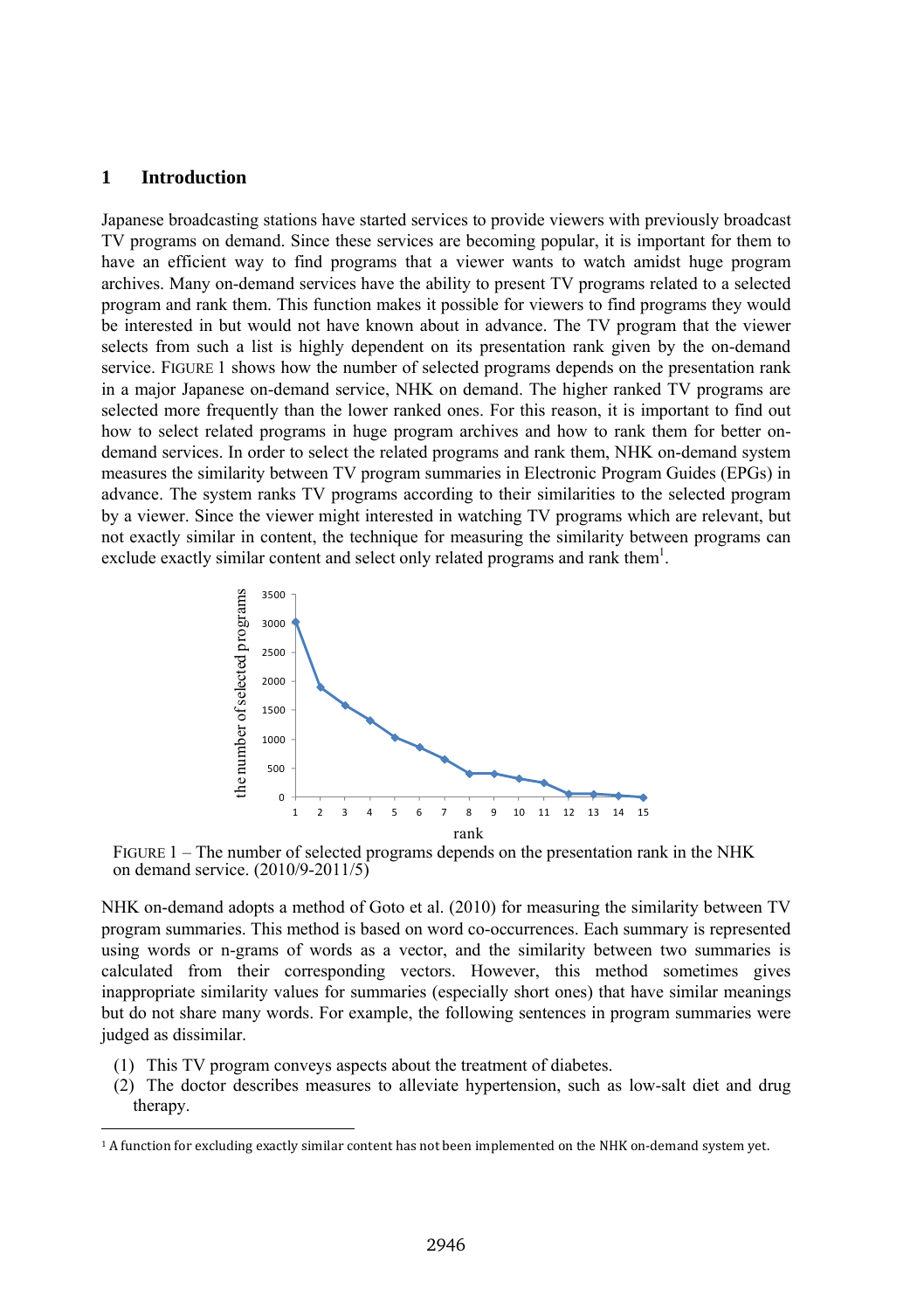## 1 Introduction

Japanese broadcasting stations have started services to provide viewers with previously broadcast TV programs on demand. Since these services are becoming popular, it is important for them to have an efficient way to find programs that a viewer wants to watch amidst huge program archives. Many on-demand services have the ability to present TV programs related to a selected program and rank them. This function makes it possible for viewers to find programs they would be interested in but would not have known about in advance. The TV program that the viewer selects from such a list is highly dependent on its presentation rank given by the on-demand service. FIGURE 1 shows how the number of selected programs depends on the presentation rank in a major Japanese on-demand service, NHK on demand. The higher ranked TV programs are selected more frequently than the lower ranked ones. For this reason, it is important to find out how to select related programs in huge program archives and how to rank them for better on-demand services. In order to select the related programs and rank them, NHK on-demand system measures the similarity between TV program summaries in Electronic Program Guides (EPGs) in advance. The system ranks TV programs according to their similarities to the selected program by a viewer. Since the viewer might interested in watching TV programs which are relevant, but not exactly similar in content, the technique for measuring the similarity between programs can exclude exactly similar content and select only related programs and rank them[1].

FIGURE 1 – The number of selected programs depends on the presentation rank in the NHK on demand service. (2010/9-2011/5)

NHK on-demand adopts a method of Goto et al. (2010) for measuring the similarity between TV program summaries. This method is based on word co-occurrences. Each summary is represented using words or n-grams of words as a vector, and the similarity between two summaries is calculated from their corresponding vectors. However, this method sometimes gives inappropriate similarity values for summaries (especially short ones) that have similar meanings but do not share many words. For example, the following sentences in program summaries were judged as dissimilar.

(1) This TV program conveys aspects about the treatment of diabetes.
(2) The doctor describes measures to alleviate hypertension, such as low-salt diet and drug therapy.

[1] A function for excluding exactly similar content has not been implemented on the NHK on-demand system yet.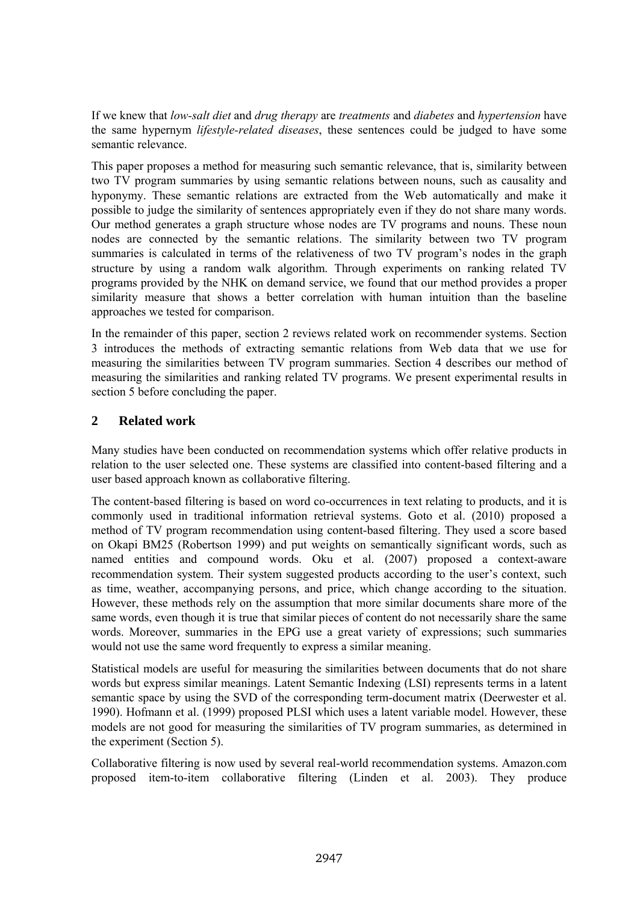If we knew that *low-salt diet* and *drug therapy* are *treatments* and *diabetes* and *hypertension* have the same hypernym *lifestyle-related diseases*, these sentences could be judged to have some semantic relevance.

This paper proposes a method for measuring such semantic relevance, that is, similarity between two TV program summaries by using semantic relations between nouns, such as causality and hyponymy. These semantic relations are extracted from the Web automatically and make it possible to judge the similarity of sentences appropriately even if they do not share many words. Our method generates a graph structure whose nodes are TV programs and nouns. These noun nodes are connected by the semantic relations. The similarity between two TV program summaries is calculated in terms of the relativeness of two TV program's nodes in the graph structure by using a random walk algorithm. Through experiments on ranking related TV programs provided by the NHK on demand service, we found that our method provides a proper similarity measure that shows a better correlation with human intuition than the baseline approaches we tested for comparison.

In the remainder of this paper, section 2 reviews related work on recommender systems. Section 3 introduces the methods of extracting semantic relations from Web data that we use for measuring the similarities between TV program summaries. Section 4 describes our method of measuring the similarities and ranking related TV programs. We present experimental results in section 5 before concluding the paper.

## 2 Related work

Many studies have been conducted on recommendation systems which offer relative products in relation to the user selected one. These systems are classified into content-based filtering and a user based approach known as collaborative filtering.

The content-based filtering is based on word co-occurrences in text relating to products, and it is commonly used in traditional information retrieval systems. Goto et al. (2010) proposed a method of TV program recommendation using content-based filtering. They used a score based on Okapi BM25 (Robertson 1999) and put weights on semantically significant words, such as named entities and compound words. Oku et al. (2007) proposed a context-aware recommendation system. Their system suggested products according to the user's context, such as time, weather, accompanying persons, and price, which change according to the situation. However, these methods rely on the assumption that more similar documents share more of the same words, even though it is true that similar pieces of content do not necessarily share the same words. Moreover, summaries in the EPG use a great variety of expressions; such summaries would not use the same word frequently to express a similar meaning.

Statistical models are useful for measuring the similarities between documents that do not share words but express similar meanings. Latent Semantic Indexing (LSI) represents terms in a latent semantic space by using the SVD of the corresponding term-document matrix (Deerwester et al. 1990). Hofmann et al. (1999) proposed PLSI which uses a latent variable model. However, these models are not good for measuring the similarities of TV program summaries, as determined in the experiment (Section 5).

Collaborative filtering is now used by several real-world recommendation systems. Amazon.com proposed item-to-item collaborative filtering (Linden et al. 2003). They produce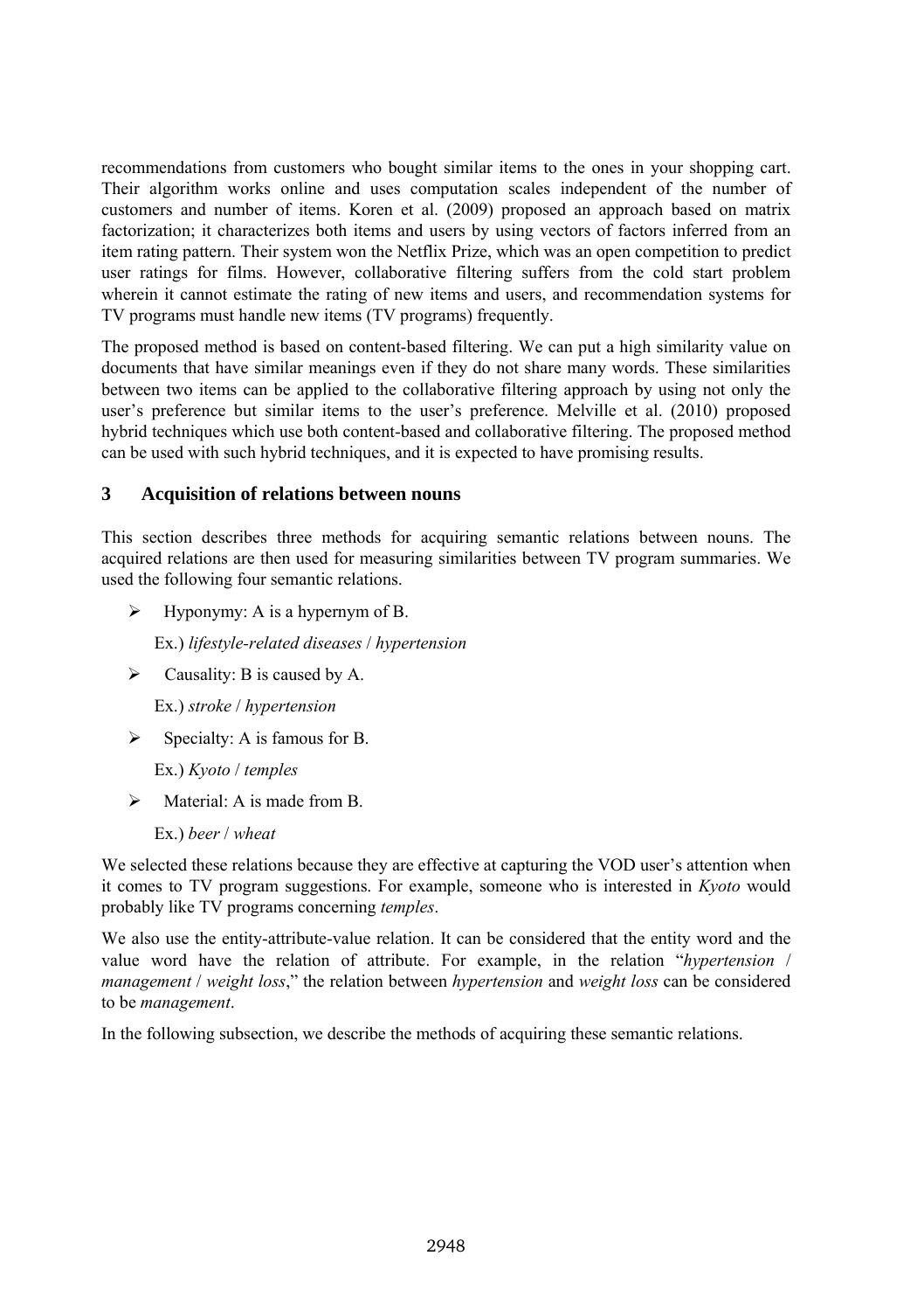recommendations from customers who bought similar items to the ones in your shopping cart. Their algorithm works online and uses computation scales independent of the number of customers and number of items. Koren et al. (2009) proposed an approach based on matrix factorization; it characterizes both items and users by using vectors of factors inferred from an item rating pattern. Their system won the Netflix Prize, which was an open competition to predict user ratings for films. However, collaborative filtering suffers from the cold start problem wherein it cannot estimate the rating of new items and users, and recommendation systems for TV programs must handle new items (TV programs) frequently.

The proposed method is based on content-based filtering. We can put a high similarity value on documents that have similar meanings even if they do not share many words. These similarities between two items can be applied to the collaborative filtering approach by using not only the user's preference but similar items to the user's preference. Melville et al. (2010) proposed hybrid techniques which use both content-based and collaborative filtering. The proposed method can be used with such hybrid techniques, and it is expected to have promising results.

## 3 Acquisition of relations between nouns

This section describes three methods for acquiring semantic relations between nouns. The acquired relations are then used for measuring similarities between TV program summaries. We used the following four semantic relations.

- Hyponymy: A is a hypernym of B.

  Ex.) *lifestyle-related diseases* / *hypertension*

- Causality: B is caused by A.

  Ex.) *stroke* / *hypertension*

- Specialty: A is famous for B.

  Ex.) *Kyoto* / *temples*

- Material: A is made from B.

  Ex.) *beer* / *wheat*

We selected these relations because they are effective at capturing the VOD user's attention when it comes to TV program suggestions. For example, someone who is interested in *Kyoto* would probably like TV programs concerning *temples*.

We also use the entity-attribute-value relation. It can be considered that the entity word and the value word have the relation of attribute. For example, in the relation "*hypertension* / *management* / *weight loss*," the relation between *hypertension* and *weight loss* can be considered to be *management*.

In the following subsection, we describe the methods of acquiring these semantic relations.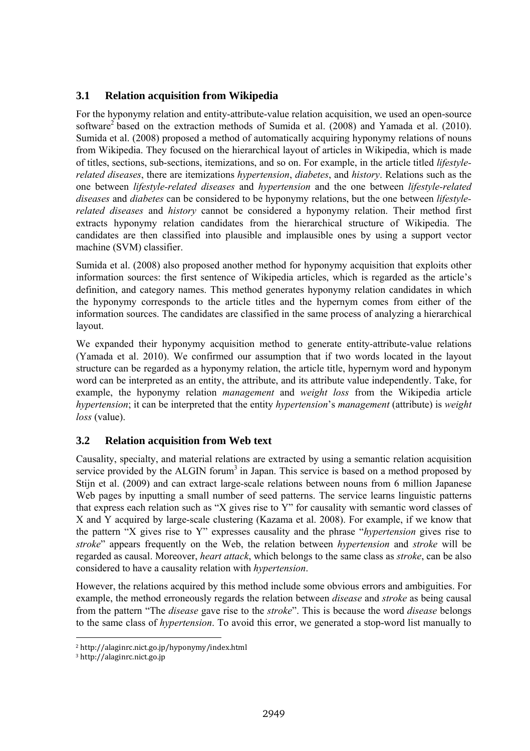### 3.1 Relation acquisition from Wikipedia

For the hyponymy relation and entity-attribute-value relation acquisition, we used an open-source software[2] based on the extraction methods of Sumida et al. (2008) and Yamada et al. (2010). Sumida et al. (2008) proposed a method of automatically acquiring hyponymy relations of nouns from Wikipedia. They focused on the hierarchical layout of articles in Wikipedia, which is made of titles, sections, sub-sections, itemizations, and so on. For example, in the article titled *lifestyle-related diseases*, there are itemizations *hypertension*, *diabetes*, and *history*. Relations such as the one between *lifestyle-related diseases* and *hypertension* and the one between *lifestyle-related diseases* and *diabetes* can be considered to be hyponymy relations, but the one between *lifestyle-related diseases* and *history* cannot be considered a hyponymy relation. Their method first extracts hyponymy relation candidates from the hierarchical structure of Wikipedia. The candidates are then classified into plausible and implausible ones by using a support vector machine (SVM) classifier.

Sumida et al. (2008) also proposed another method for hyponymy acquisition that exploits other information sources: the first sentence of Wikipedia articles, which is regarded as the article's definition, and category names. This method generates hyponymy relation candidates in which the hyponymy corresponds to the article titles and the hypernym comes from either of the information sources. The candidates are classified in the same process of analyzing a hierarchical layout.

We expanded their hyponymy acquisition method to generate entity-attribute-value relations (Yamada et al. 2010). We confirmed our assumption that if two words located in the layout structure can be regarded as a hyponymy relation, the article title, hypernym word and hyponym word can be interpreted as an entity, the attribute, and its attribute value independently. Take, for example, the hyponymy relation *management* and *weight loss* from the Wikipedia article *hypertension*; it can be interpreted that the entity *hypertension*'s *management* (attribute) is *weight loss* (value).

### 3.2 Relation acquisition from Web text

Causality, specialty, and material relations are extracted by using a semantic relation acquisition service provided by the ALGIN forum[3] in Japan. This service is based on a method proposed by Stijn et al. (2009) and can extract large-scale relations between nouns from 6 million Japanese Web pages by inputting a small number of seed patterns. The service learns linguistic patterns that express each relation such as "X gives rise to Y" for causality with semantic word classes of X and Y acquired by large-scale clustering (Kazama et al. 2008). For example, if we know that the pattern "X gives rise to Y" expresses causality and the phrase "*hypertension* gives rise to *stroke*" appears frequently on the Web, the relation between *hypertension* and *stroke* will be regarded as causal. Moreover, *heart attack*, which belongs to the same class as *stroke*, can be also considered to have a causality relation with *hypertension*.

However, the relations acquired by this method include some obvious errors and ambiguities. For example, the method erroneously regards the relation between *disease* and *stroke* as being causal from the pattern "The *disease* gave rise to the *stroke*". This is because the word *disease* belongs to the same class of *hypertension*. To avoid this error, we generated a stop-word list manually to

[2] http://alaginrc.nict.go.jp/hyponymy/index.html

[3] http://alaginrc.nict.go.jp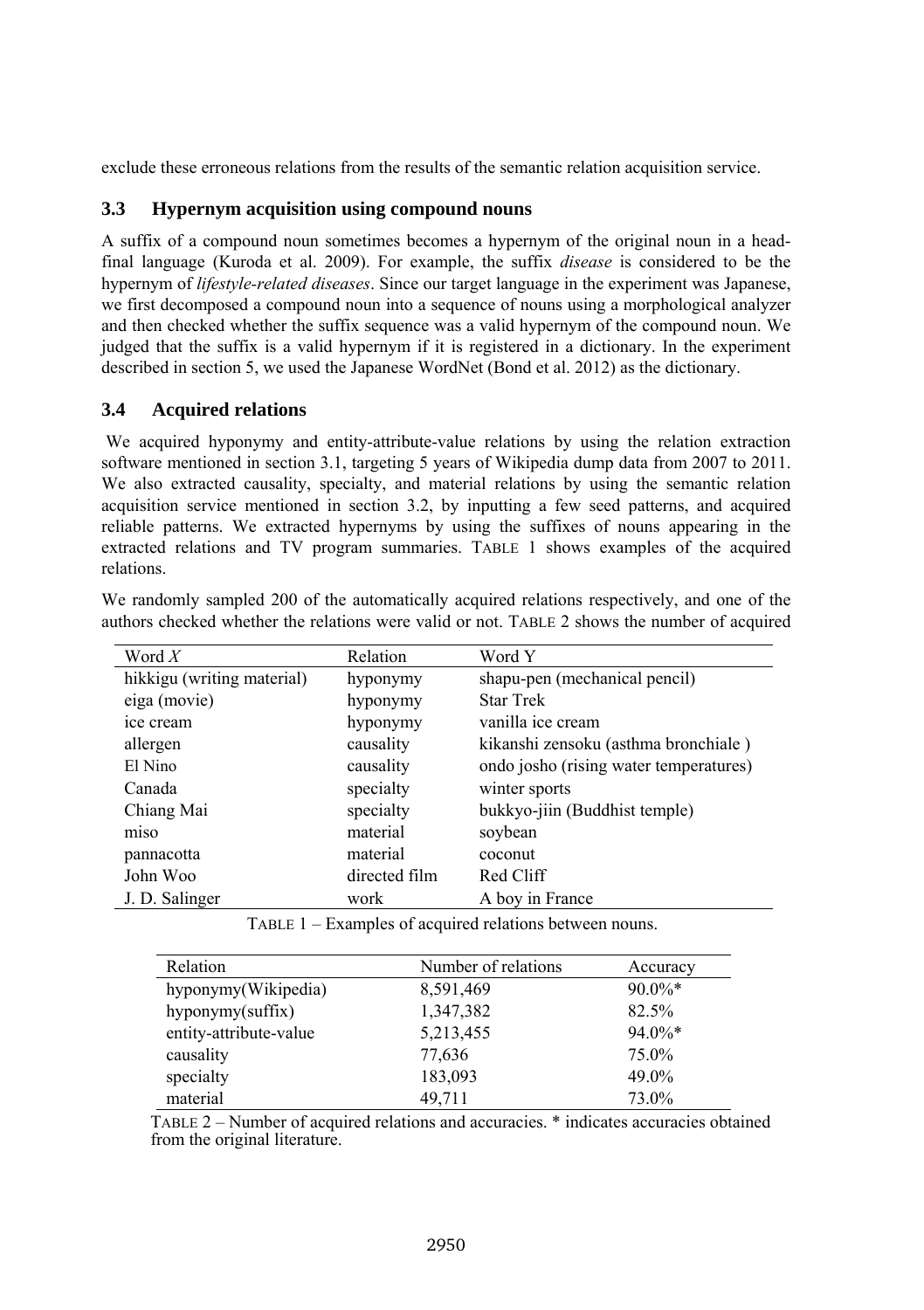exclude these erroneous relations from the results of the semantic relation acquisition service.

### 3.3 Hypernym acquisition using compound nouns

A suffix of a compound noun sometimes becomes a hypernym of the original noun in a head-final language (Kuroda et al. 2009). For example, the suffix *disease* is considered to be the hypernym of *lifestyle-related diseases*. Since our target language in the experiment was Japanese, we first decomposed a compound noun into a sequence of nouns using a morphological analyzer and then checked whether the suffix sequence was a valid hypernym of the compound noun. We judged that the suffix is a valid hypernym if it is registered in a dictionary. In the experiment described in section 5, we used the Japanese WordNet (Bond et al. 2012) as the dictionary.

### 3.4 Acquired relations

We acquired hyponymy and entity-attribute-value relations by using the relation extraction software mentioned in section 3.1, targeting 5 years of Wikipedia dump data from 2007 to 2011. We also extracted causality, specialty, and material relations by using the semantic relation acquisition service mentioned in section 3.2, by inputting a few seed patterns, and acquired reliable patterns. We extracted hypernyms by using the suffixes of nouns appearing in the extracted relations and TV program summaries. TABLE 1 shows examples of the acquired relations.

We randomly sampled 200 of the automatically acquired relations respectively, and one of the authors checked whether the relations were valid or not. TABLE 2 shows the number of acquired

| Word *X* | Relation | Word Y |
|---|---|---|
| hikkigu (writing material) | hyponymy | shapu-pen (mechanical pencil) |
| eiga (movie) | hyponymy | Star Trek |
| ice cream | hyponymy | vanilla ice cream |
| allergen | causality | kikanshi zensoku (asthma bronchiale ) |
| El Nino | causality | ondo josho (rising water temperatures) |
| Canada | specialty | winter sports |
| Chiang Mai | specialty | bukkyo-jiin (Buddhist temple) |
| miso | material | soybean |
| pannacotta | material | coconut |
| John Woo | directed film | Red Cliff |
| J. D. Salinger | work | A boy in France |

TABLE 1 – Examples of acquired relations between nouns.

| Relation | Number of relations | Accuracy |
|---|---|---|
| hyponymy(Wikipedia) | 8,591,469 | 90.0%* |
| hyponymy(suffix) | 1,347,382 | 82.5% |
| entity-attribute-value | 5,213,455 | 94.0%* |
| causality | 77,636 | 75.0% |
| specialty | 183,093 | 49.0% |
| material | 49,711 | 73.0% |

TABLE 2 – Number of acquired relations and accuracies. * indicates accuracies obtained from the original literature.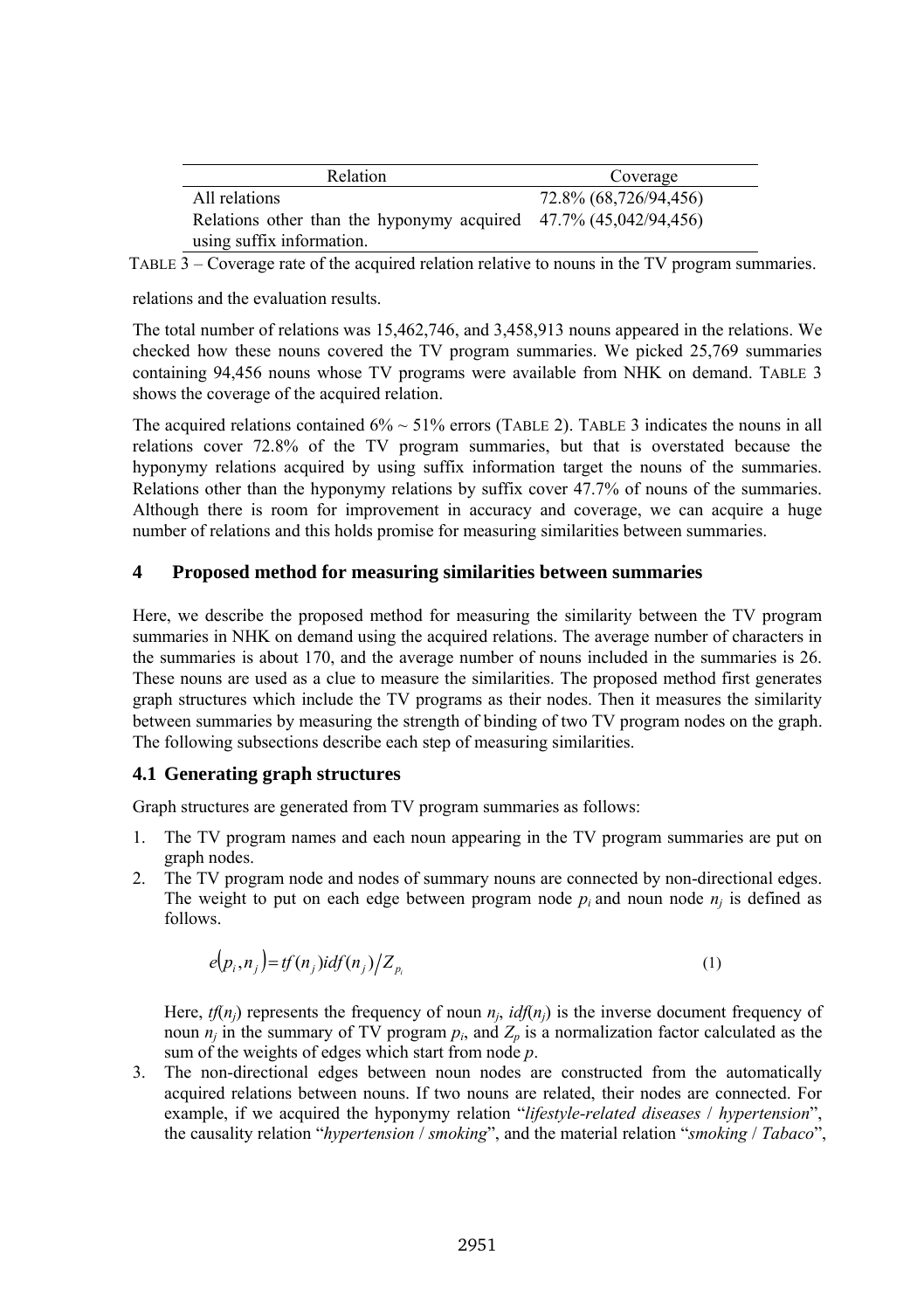| Relation | Coverage |
|---|---|
| All relations | 72.8% (68,726/94,456) |
| Relations other than the hyponymy acquired using suffix information. | 47.7% (45,042/94,456) |

TABLE 3 – Coverage rate of the acquired relation relative to nouns in the TV program summaries.

relations and the evaluation results.

The total number of relations was 15,462,746, and 3,458,913 nouns appeared in the relations. We checked how these nouns covered the TV program summaries. We picked 25,769 summaries containing 94,456 nouns whose TV programs were available from NHK on demand. TABLE 3 shows the coverage of the acquired relation.

The acquired relations contained 6% ~ 51% errors (TABLE 2). TABLE 3 indicates the nouns in all relations cover 72.8% of the TV program summaries, but that is overstated because the hyponymy relations acquired by using suffix information target the nouns of the summaries. Relations other than the hyponymy relations by suffix cover 47.7% of nouns of the summaries. Although there is room for improvement in accuracy and coverage, we can acquire a huge number of relations and this holds promise for measuring similarities between summaries.

## 4 Proposed method for measuring similarities between summaries

Here, we describe the proposed method for measuring the similarity between the TV program summaries in NHK on demand using the acquired relations. The average number of characters in the summaries is about 170, and the average number of nouns included in the summaries is 26. These nouns are used as a clue to measure the similarities. The proposed method first generates graph structures which include the TV programs as their nodes. Then it measures the similarity between summaries by measuring the strength of binding of two TV program nodes on the graph. The following subsections describe each step of measuring similarities.

### 4.1 Generating graph structures

Graph structures are generated from TV program summaries as follows:

1. The TV program names and each noun appearing in the TV program summaries are put on graph nodes.
2. The TV program node and nodes of summary nouns are connected by non-directional edges. The weight to put on each edge between program node $p_i$ and noun node $n_j$ is defined as follows.

$$e(p_i, n_j) = tf(n_j)idf(n_j) / Z_{p_i} \tag{1}$$

   Here, $tf(n_j)$ represents the frequency of noun $n_j$, $idf(n_j)$ is the inverse document frequency of noun $n_j$ in the summary of TV program $p_i$, and $Z_p$ is a normalization factor calculated as the sum of the weights of edges which start from node $p$.
3. The non-directional edges between noun nodes are constructed from the automatically acquired relations between nouns. If two nouns are related, their nodes are connected. For example, if we acquired the hyponymy relation "*lifestyle-related diseases* / *hypertension*", the causality relation "*hypertension* / *smoking*", and the material relation "*smoking* / *Tabaco*",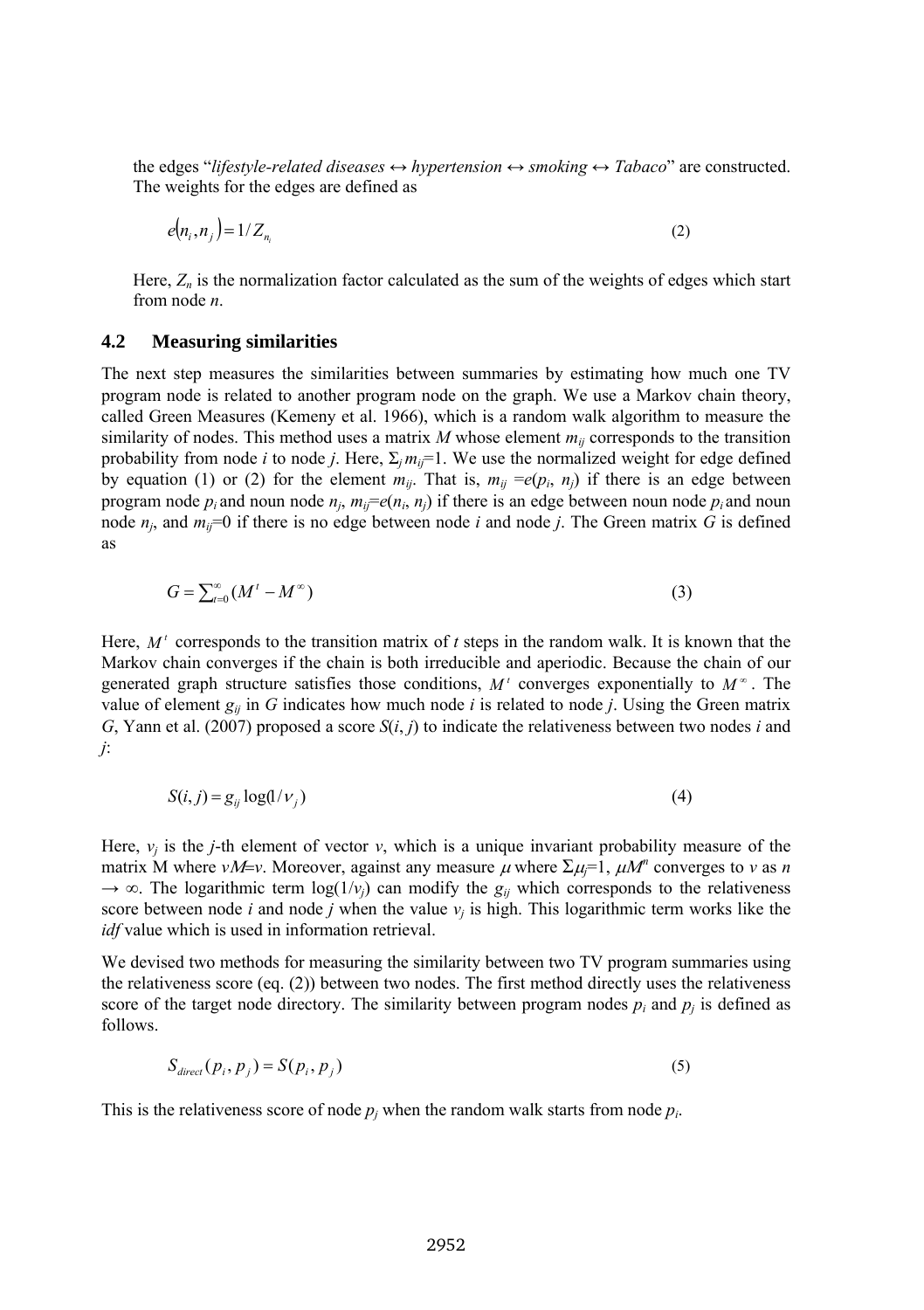the edges "*lifestyle-related diseases* ↔ *hypertension* ↔ *smoking* ↔ *Tabaco*" are constructed. The weights for the edges are defined as

$$e(n_i, n_j) = 1/Z_{n_i} \tag{2}$$

Here, $Z_n$ is the normalization factor calculated as the sum of the weights of edges which start from node $n$.

### 4.2 Measuring similarities

The next step measures the similarities between summaries by estimating how much one TV program node is related to another program node on the graph. We use a Markov chain theory, called Green Measures (Kemeny et al. 1966), which is a random walk algorithm to measure the similarity of nodes. This method uses a matrix $M$ whose element $m_{ij}$ corresponds to the transition probability from node $i$ to node $j$. Here, $\Sigma_j m_{ij}=1$. We use the normalized weight for edge defined by equation (1) or (2) for the element $m_{ij}$. That is, $m_{ij} = e(p_i, n_j)$ if there is an edge between program node $p_i$ and noun node $n_j$, $m_{ij}=e(n_i, n_j)$ if there is an edge between noun node $p_i$ and noun node $n_j$, and $m_{ij}=0$ if there is no edge between node $i$ and node $j$. The Green matrix $G$ is defined as

$$G = \sum_{t=0}^{\infty} (M^t - M^{\infty}) \tag{3}$$

Here, $M^t$ corresponds to the transition matrix of $t$ steps in the random walk. It is known that the Markov chain converges if the chain is both irreducible and aperiodic. Because the chain of our generated graph structure satisfies those conditions, $M^t$ converges exponentially to $M^{\infty}$. The value of element $g_{ij}$ in $G$ indicates how much node $i$ is related to node $j$. Using the Green matrix $G$, Yann et al. (2007) proposed a score $S(i, j)$ to indicate the relativeness between two nodes $i$ and $j$:

$$S(i, j) = g_{ij} \log(1/v_j) \tag{4}$$

Here, $v_j$ is the $j$-th element of vector $v$, which is a unique invariant probability measure of the matrix M where $vM=v$. Moreover, against any measure $\mu$ where $\Sigma\mu_j=1$, $\mu M^n$ converges to $v$ as $n \to \infty$. The logarithmic term $\log(1/v_j)$ can modify the $g_{ij}$ which corresponds to the relativeness score between node $i$ and node $j$ when the value $v_j$ is high. This logarithmic term works like the *idf* value which is used in information retrieval.

We devised two methods for measuring the similarity between two TV program summaries using the relativeness score (eq. (2)) between two nodes. The first method directly uses the relativeness score of the target node directory. The similarity between program nodes $p_i$ and $p_j$ is defined as follows.

$$S_{direct}(p_i, p_j) = S(p_i, p_j) \tag{5}$$

This is the relativeness score of node $p_j$ when the random walk starts from node $p_i$.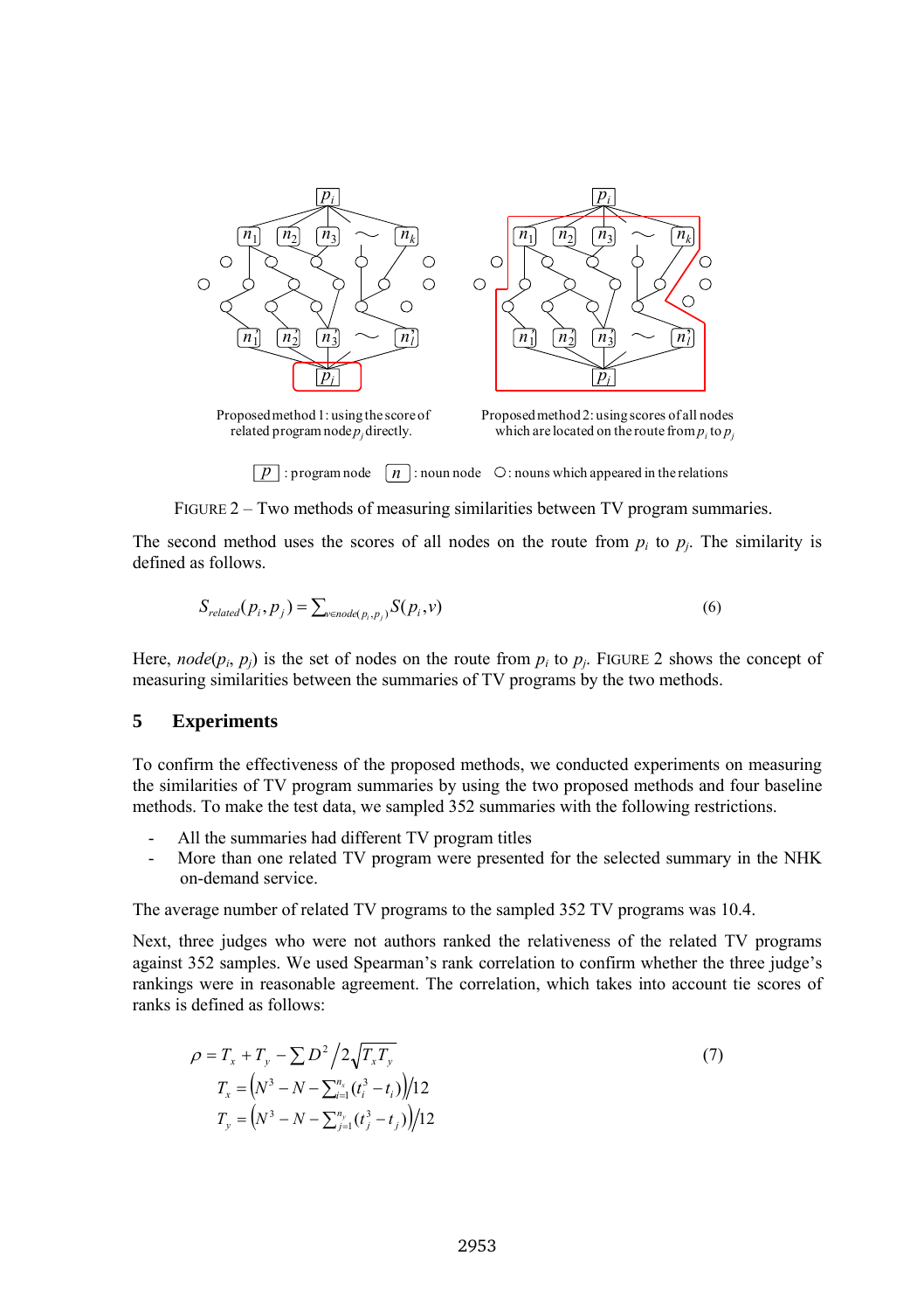Proposed method 1: using the score of related program node $p_j$ directly.

Proposed method 2: using scores of all nodes which are located on the route from $p_i$ to $p_j$

$p$ : program node $n$ : noun node ○: nouns which appeared in the relations

FIGURE 2 – Two methods of measuring similarities between TV program summaries.

The second method uses the scores of all nodes on the route from $p_i$ to $p_j$. The similarity is defined as follows.

$$S_{related}(p_i, p_j) = \sum_{v \in node(p_i, p_j)} S(p_i, v) \tag{6}$$

Here, $node(p_i, p_j)$ is the set of nodes on the route from $p_i$ to $p_j$. FIGURE 2 shows the concept of measuring similarities between the summaries of TV programs by the two methods.

## 5 Experiments

To confirm the effectiveness of the proposed methods, we conducted experiments on measuring the similarities of TV program summaries by using the two proposed methods and four baseline methods. To make the test data, we sampled 352 summaries with the following restrictions.

- All the summaries had different TV program titles
- More than one related TV program were presented for the selected summary in the NHK on-demand service.

The average number of related TV programs to the sampled 352 TV programs was 10.4.

Next, three judges who were not authors ranked the relativeness of the related TV programs against 352 samples. We used Spearman's rank correlation to confirm whether the three judge's rankings were in reasonable agreement. The correlation, which takes into account tie scores of ranks is defined as follows:

$$\rho = T_x + T_y - \sum D^2 \Big/ 2\sqrt{T_x T_y} \tag{7}$$
$$T_x = \left(N^3 - N - \sum_{i=1}^{n_x} (t_i^3 - t_i)\right) \Big/ 12$$
$$T_y = \left(N^3 - N - \sum_{j=1}^{n_y} (t_j^3 - t_j)\right) \Big/ 12$$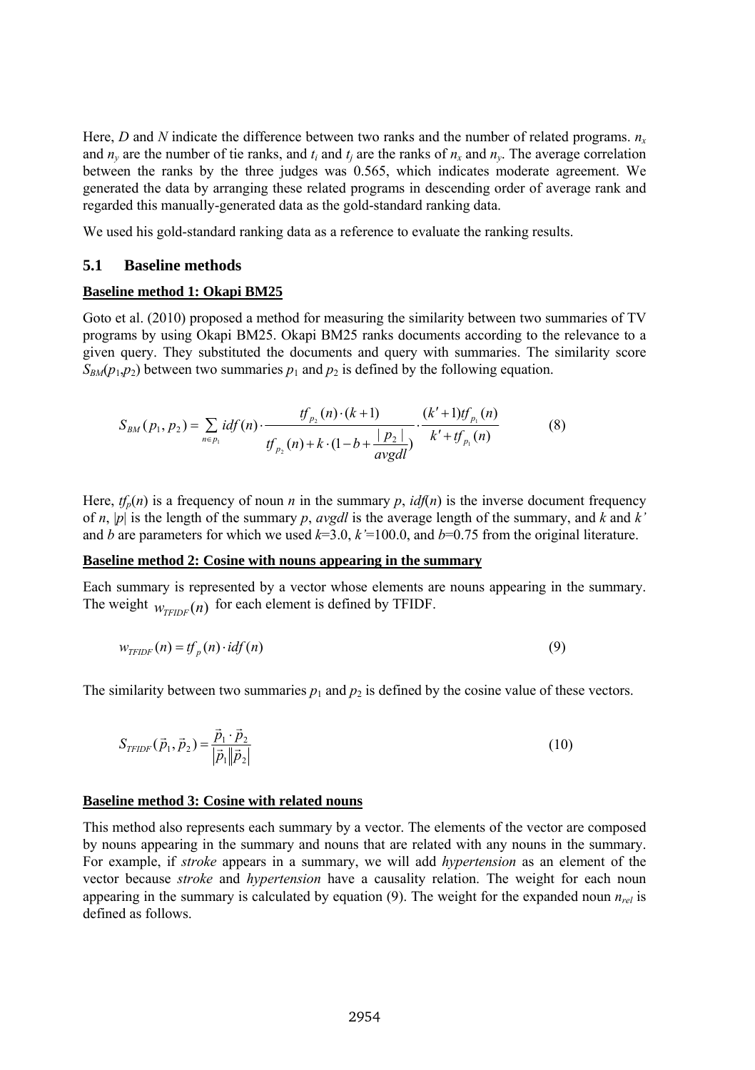Here, $D$ and $N$ indicate the difference between two ranks and the number of related programs. $n_x$ and $n_y$ are the number of tie ranks, and $t_i$ and $t_j$ are the ranks of $n_x$ and $n_y$. The average correlation between the ranks by the three judges was 0.565, which indicates moderate agreement. We generated the data by arranging these related programs in descending order of average rank and regarded this manually-generated data as the gold-standard ranking data.

We used his gold-standard ranking data as a reference to evaluate the ranking results.

## 5.1 Baseline methods

**Baseline method 1: Okapi BM25**

Goto et al. (2010) proposed a method for measuring the similarity between two summaries of TV programs by using Okapi BM25. Okapi BM25 ranks documents according to the relevance to a given query. They substituted the documents and query with summaries. The similarity score $S_{BM}(p_1,p_2)$ between two summaries $p_1$ and $p_2$ is defined by the following equation.

$$S_{BM}(p_1, p_2) = \sum_{n \in p_1} idf(n) \cdot \frac{tf_{p_2}(n) \cdot (k+1)}{tf_{p_2}(n) + k \cdot (1 - b + \frac{|p_2|}{avgdl})} \cdot \frac{(k'+1)tf_{p_1}(n)}{k' + tf_{p_1}(n)} \tag{8}$$

Here, $tf_p(n)$ is a frequency of noun $n$ in the summary $p$, $idf(n)$ is the inverse document frequency of $n$, $|p|$ is the length of the summary $p$, $avgdl$ is the average length of the summary, and $k$ and $k'$ and $b$ are parameters for which we used $k$=3.0, $k'$=100.0, and $b$=0.75 from the original literature.

**Baseline method 2: Cosine with nouns appearing in the summary**

Each summary is represented by a vector whose elements are nouns appearing in the summary. The weight $w_{TFIDF}(n)$ for each element is defined by TFIDF.

$$w_{TFIDF}(n) = tf_p(n) \cdot idf(n) \tag{9}$$

The similarity between two summaries $p_1$ and $p_2$ is defined by the cosine value of these vectors.

$$S_{TFIDF}(\vec{p}_1, \vec{p}_2) = \frac{\vec{p}_1 \cdot \vec{p}_2}{|\vec{p}_1||\vec{p}_2|} \tag{10}$$

**Baseline method 3: Cosine with related nouns**

This method also represents each summary by a vector. The elements of the vector are composed by nouns appearing in the summary and nouns that are related with any nouns in the summary. For example, if *stroke* appears in a summary, we will add *hypertension* as an element of the vector because *stroke* and *hypertension* have a causality relation. The weight for each noun appearing in the summary is calculated by equation (9). The weight for the expanded noun $n_{rel}$ is defined as follows.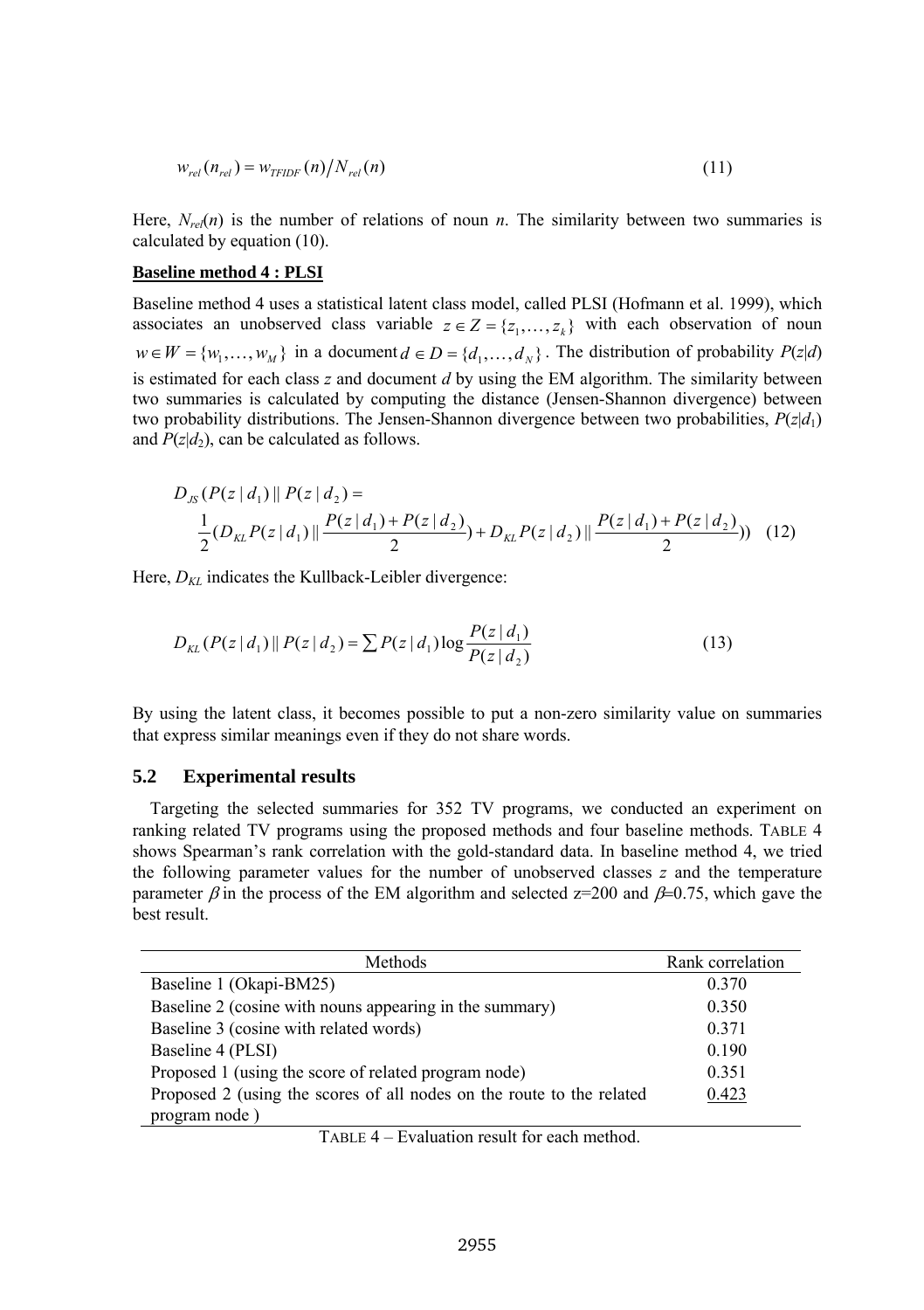$$w_{rel}(n_{rel}) = w_{TFIDF}(n) / N_{rel}(n) \quad (11)$$

Here, $N_{rel}(n)$ is the number of relations of noun $n$. The similarity between two summaries is calculated by equation (10).

**Baseline method 4 : PLSI**

Baseline method 4 uses a statistical latent class model, called PLSI (Hofmann et al. 1999), which associates an unobserved class variable $z \in Z = \{z_1, \ldots, z_k\}$ with each observation of noun $w \in W = \{w_1, \ldots, w_M\}$ in a document $d \in D = \{d_1, \ldots, d_N\}$. The distribution of probability $P(z|d)$ is estimated for each class $z$ and document $d$ by using the EM algorithm. The similarity between two summaries is calculated by computing the distance (Jensen-Shannon divergence) between two probability distributions. The Jensen-Shannon divergence between two probabilities, $P(z|d_1)$ and $P(z|d_2)$, can be calculated as follows.

$$D_{JS}(P(z|d_1) \| P(z|d_2) = \frac{1}{2}(D_{KL}P(z|d_1) \| \frac{P(z|d_1) + P(z|d_2)}{2}) + D_{KL}P(z|d_2) \| \frac{P(z|d_1) + P(z|d_2)}{2})) \quad (12)$$

Here, $D_{KL}$ indicates the Kullback-Leibler divergence:

$$D_{KL}(P(z|d_1) \| P(z|d_2) = \sum P(z|d_1) \log \frac{P(z|d_1)}{P(z|d_2)} \quad (13)$$

By using the latent class, it becomes possible to put a non-zero similarity value on summaries that express similar meanings even if they do not share words.

## 5.2 Experimental results

Targeting the selected summaries for 352 TV programs, we conducted an experiment on ranking related TV programs using the proposed methods and four baseline methods. TABLE 4 shows Spearman's rank correlation with the gold-standard data. In baseline method 4, we tried the following parameter values for the number of unobserved classes $z$ and the temperature parameter $\beta$ in the process of the EM algorithm and selected z=200 and $\beta$=0.75, which gave the best result.

| Methods | Rank correlation |
|---|---|
| Baseline 1 (Okapi-BM25) | 0.370 |
| Baseline 2 (cosine with nouns appearing in the summary) | 0.350 |
| Baseline 3 (cosine with related words) | 0.371 |
| Baseline 4 (PLSI) | 0.190 |
| Proposed 1 (using the score of related program node) | 0.351 |
| Proposed 2 (using the scores of all nodes on the route to the related program node ) | 0.423 |

TABLE 4 – Evaluation result for each method.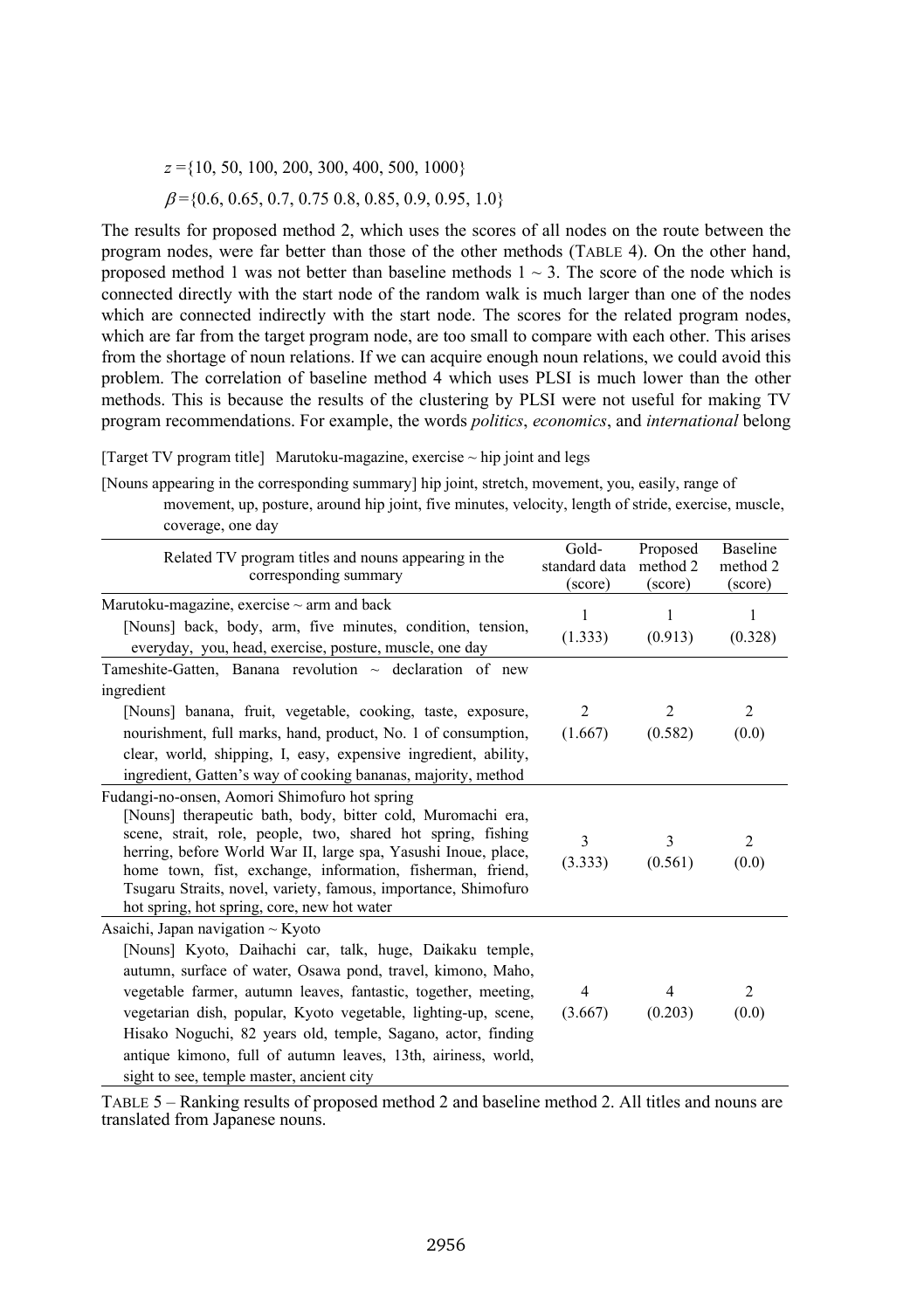$z$ ={10, 50, 100, 200, 300, 400, 500, 1000}

$\beta$ ={0.6, 0.65, 0.7, 0.75 0.8, 0.85, 0.9, 0.95, 1.0}

The results for proposed method 2, which uses the scores of all nodes on the route between the program nodes, were far better than those of the other methods (TABLE 4). On the other hand, proposed method 1 was not better than baseline methods 1 ~ 3. The score of the node which is connected directly with the start node of the random walk is much larger than one of the nodes which are connected indirectly with the start node. The scores for the related program nodes, which are far from the target program node, are too small to compare with each other. This arises from the shortage of noun relations. If we can acquire enough noun relations, we could avoid this problem. The correlation of baseline method 4 which uses PLSI is much lower than the other methods. This is because the results of the clustering by PLSI were not useful for making TV program recommendations. For example, the words *politics*, *economics*, and *international* belong

[Target TV program title] Marutoku-magazine, exercise ~ hip joint and legs

[Nouns appearing in the corresponding summary] hip joint, stretch, movement, you, easily, range of movement, up, posture, around hip joint, five minutes, velocity, length of stride, exercise, muscle, coverage, one day

| Related TV program titles and nouns appearing in the corresponding summary | Gold-standard data (score) | Proposed method 2 (score) | Baseline method 2 (score) |
|---|---|---|---|
| Marutoku-magazine, exercise ~ arm and back<br>[Nouns] back, body, arm, five minutes, condition, tension, everyday, you, head, exercise, posture, muscle, one day | 1<br>(1.333) | 1<br>(0.913) | 1<br>(0.328) |
| Tameshite-Gatten, Banana revolution ~ declaration of new ingredient<br>[Nouns] banana, fruit, vegetable, cooking, taste, exposure, nourishment, full marks, hand, product, No. 1 of consumption, clear, world, shipping, I, easy, expensive ingredient, ability, ingredient, Gatten's way of cooking bananas, majority, method | 2<br>(1.667) | 2<br>(0.582) | 2<br>(0.0) |
| Fudangi-no-onsen, Aomori Shimofuro hot spring<br>[Nouns] therapeutic bath, body, bitter cold, Muromachi era, scene, strait, role, people, two, shared hot spring, fishing herring, before World War II, large spa, Yasushi Inoue, place, home town, fist, exchange, information, fisherman, friend, Tsugaru Straits, novel, variety, famous, importance, Shimofuro hot spring, hot spring, core, new hot water | 3<br>(3.333) | 3<br>(0.561) | 2<br>(0.0) |
| Asaichi, Japan navigation ~ Kyoto<br>[Nouns] Kyoto, Daihachi car, talk, huge, Daikaku temple, autumn, surface of water, Osawa pond, travel, kimono, Maho, vegetable farmer, autumn leaves, fantastic, together, meeting, vegetarian dish, popular, Kyoto vegetable, lighting-up, scene, Hisako Noguchi, 82 years old, temple, Sagano, actor, finding antique kimono, full of autumn leaves, 13th, airiness, world, sight to see, temple master, ancient city | 4<br>(3.667) | 4<br>(0.203) | 2<br>(0.0) |

TABLE 5 – Ranking results of proposed method 2 and baseline method 2. All titles and nouns are translated from Japanese nouns.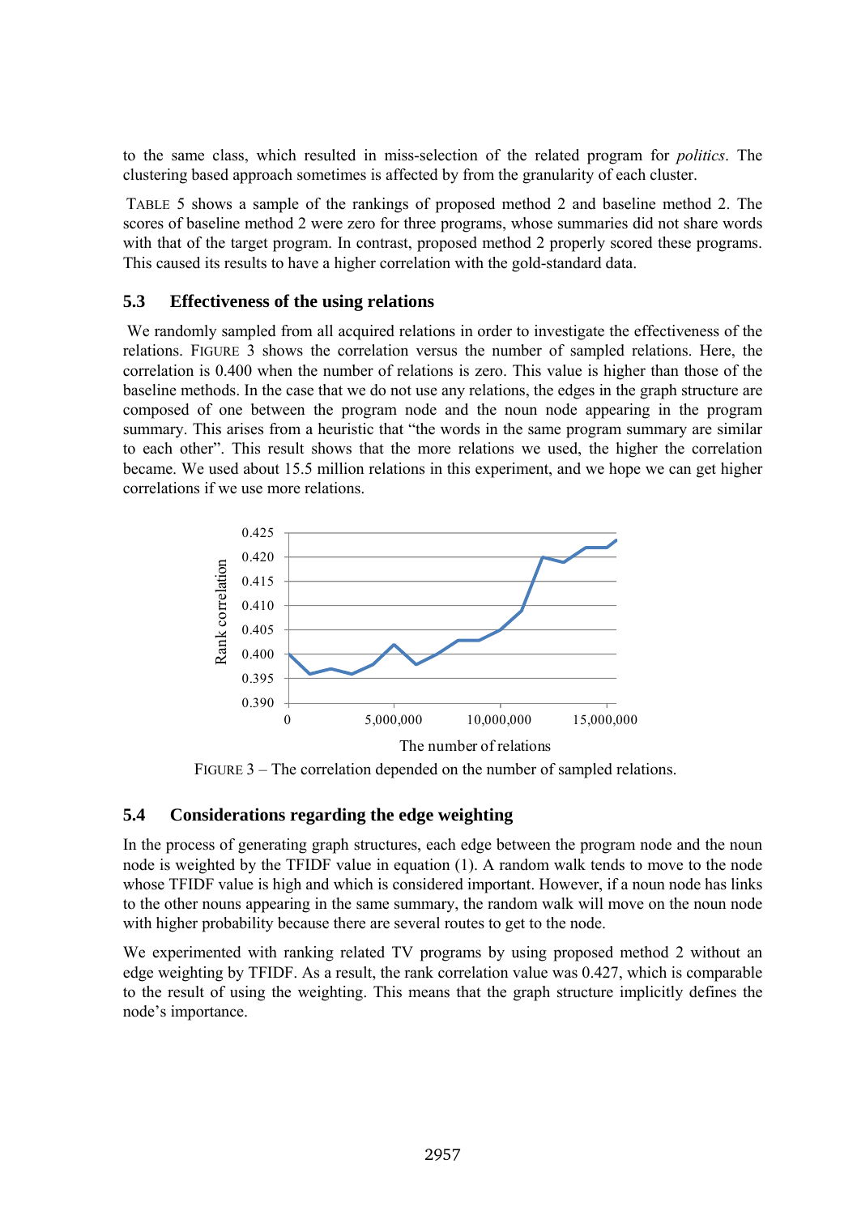to the same class, which resulted in miss-selection of the related program for *politics*. The clustering based approach sometimes is affected by from the granularity of each cluster.

TABLE 5 shows a sample of the rankings of proposed method 2 and baseline method 2. The scores of baseline method 2 were zero for three programs, whose summaries did not share words with that of the target program. In contrast, proposed method 2 properly scored these programs. This caused its results to have a higher correlation with the gold-standard data.

### 5.3 Effectiveness of the using relations

We randomly sampled from all acquired relations in order to investigate the effectiveness of the relations. FIGURE 3 shows the correlation versus the number of sampled relations. Here, the correlation is 0.400 when the number of relations is zero. This value is higher than those of the baseline methods. In the case that we do not use any relations, the edges in the graph structure are composed of one between the program node and the noun node appearing in the program summary. This arises from a heuristic that "the words in the same program summary are similar to each other". This result shows that the more relations we used, the higher the correlation became. We used about 15.5 million relations in this experiment, and we hope we can get higher correlations if we use more relations.

FIGURE 3 – The correlation depended on the number of sampled relations.

### 5.4 Considerations regarding the edge weighting

In the process of generating graph structures, each edge between the program node and the noun node is weighted by the TFIDF value in equation (1). A random walk tends to move to the node whose TFIDF value is high and which is considered important. However, if a noun node has links to the other nouns appearing in the same summary, the random walk will move on the noun node with higher probability because there are several routes to get to the node.

We experimented with ranking related TV programs by using proposed method 2 without an edge weighting by TFIDF. As a result, the rank correlation value was 0.427, which is comparable to the result of using the weighting. This means that the graph structure implicitly defines the node's importance.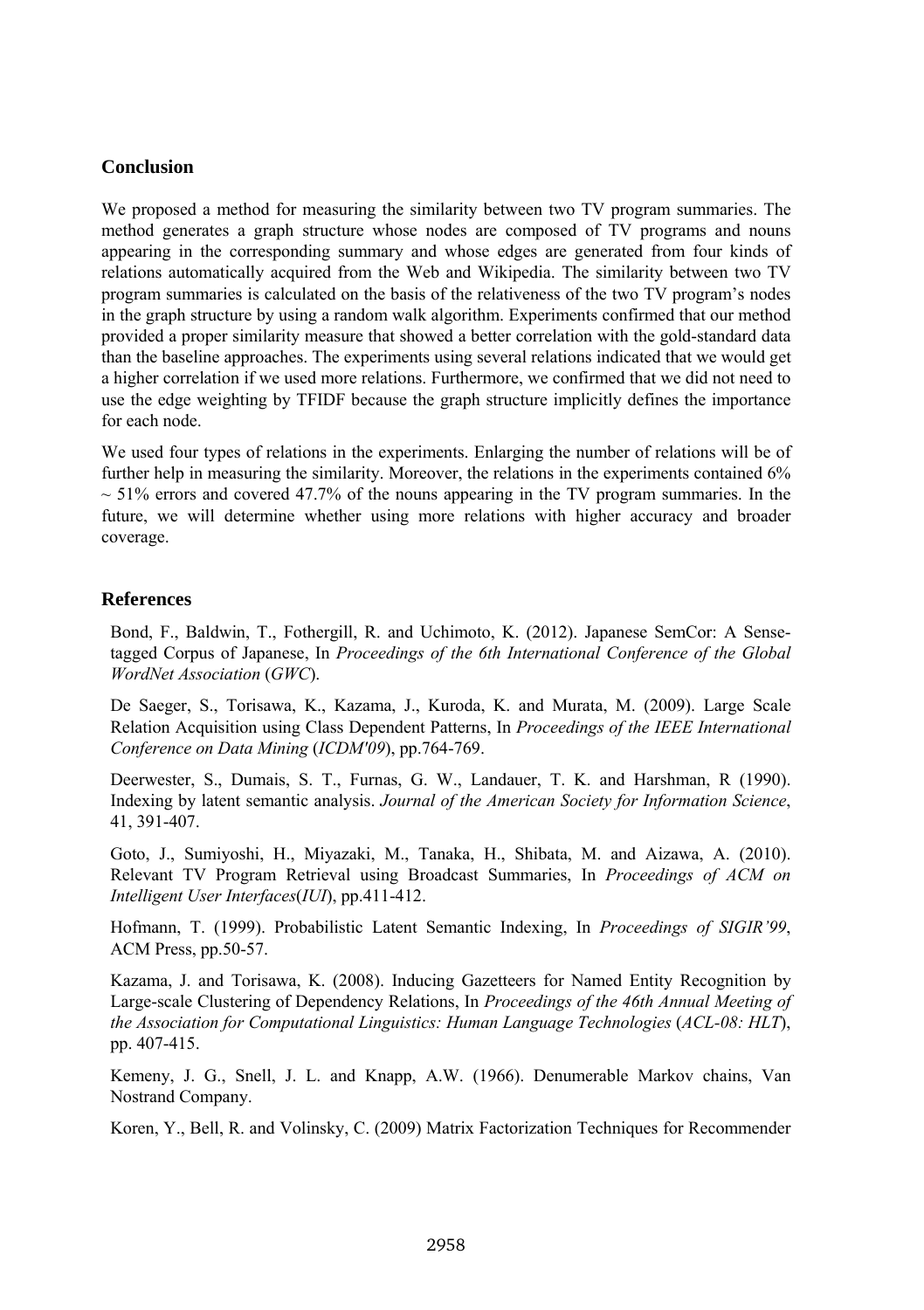## Conclusion

We proposed a method for measuring the similarity between two TV program summaries. The method generates a graph structure whose nodes are composed of TV programs and nouns appearing in the corresponding summary and whose edges are generated from four kinds of relations automatically acquired from the Web and Wikipedia. The similarity between two TV program summaries is calculated on the basis of the relativeness of the two TV program's nodes in the graph structure by using a random walk algorithm. Experiments confirmed that our method provided a proper similarity measure that showed a better correlation with the gold-standard data than the baseline approaches. The experiments using several relations indicated that we would get a higher correlation if we used more relations. Furthermore, we confirmed that we did not need to use the edge weighting by TFIDF because the graph structure implicitly defines the importance for each node.

We used four types of relations in the experiments. Enlarging the number of relations will be of further help in measuring the similarity. Moreover, the relations in the experiments contained 6% ~ 51% errors and covered 47.7% of the nouns appearing in the TV program summaries. In the future, we will determine whether using more relations with higher accuracy and broader coverage.

## References

Bond, F., Baldwin, T., Fothergill, R. and Uchimoto, K. (2012). Japanese SemCor: A Sense-tagged Corpus of Japanese, In *Proceedings of the 6th International Conference of the Global WordNet Association* (*GWC*).

De Saeger, S., Torisawa, K., Kazama, J., Kuroda, K. and Murata, M. (2009). Large Scale Relation Acquisition using Class Dependent Patterns, In *Proceedings of the IEEE International Conference on Data Mining* (*ICDM'09*), pp.764-769.

Deerwester, S., Dumais, S. T., Furnas, G. W., Landauer, T. K. and Harshman, R (1990). Indexing by latent semantic analysis. *Journal of the American Society for Information Science*, 41, 391-407.

Goto, J., Sumiyoshi, H., Miyazaki, M., Tanaka, H., Shibata, M. and Aizawa, A. (2010). Relevant TV Program Retrieval using Broadcast Summaries, In *Proceedings of ACM on Intelligent User Interfaces*(*IUI*), pp.411-412.

Hofmann, T. (1999). Probabilistic Latent Semantic Indexing, In *Proceedings of SIGIR'99*, ACM Press, pp.50-57.

Kazama, J. and Torisawa, K. (2008). Inducing Gazetteers for Named Entity Recognition by Large-scale Clustering of Dependency Relations, In *Proceedings of the 46th Annual Meeting of the Association for Computational Linguistics: Human Language Technologies* (*ACL-08: HLT*), pp. 407-415.

Kemeny, J. G., Snell, J. L. and Knapp, A.W. (1966). Denumerable Markov chains, Van Nostrand Company.

Koren, Y., Bell, R. and Volinsky, C. (2009) Matrix Factorization Techniques for Recommender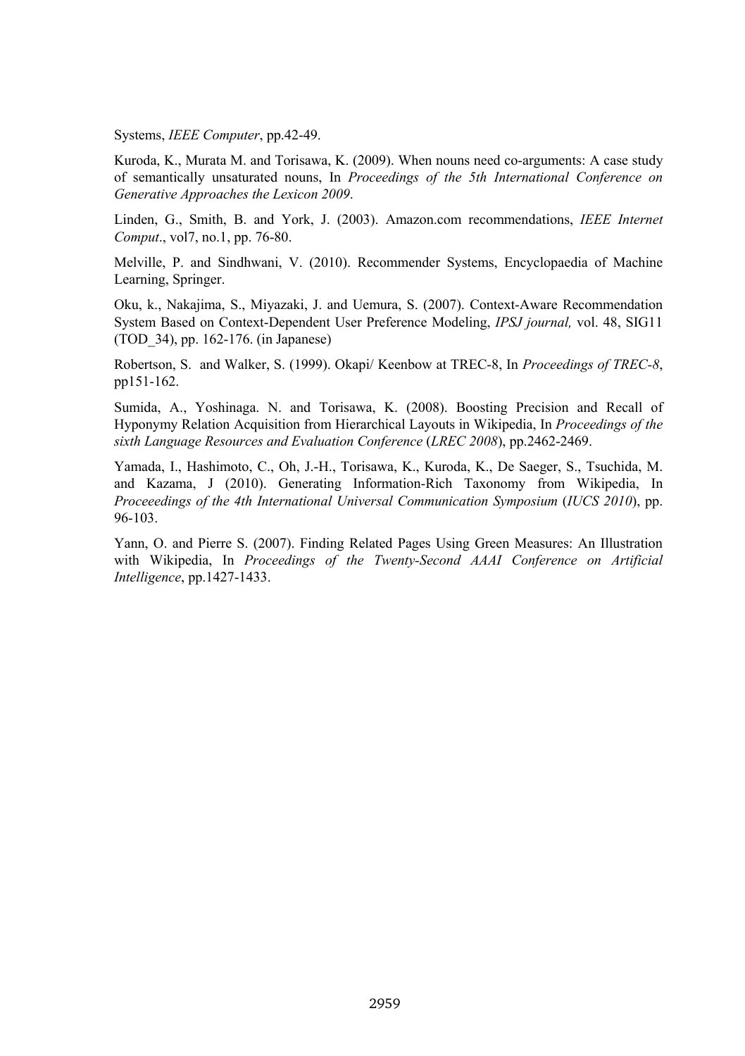Systems, *IEEE Computer*, pp.42-49.

Kuroda, K., Murata M. and Torisawa, K. (2009). When nouns need co-arguments: A case study of semantically unsaturated nouns, In *Proceedings of the 5th International Conference on Generative Approaches the Lexicon 2009*.

Linden, G., Smith, B. and York, J. (2003). Amazon.com recommendations, *IEEE Internet Comput*., vol7, no.1, pp. 76-80.

Melville, P. and Sindhwani, V. (2010). Recommender Systems, Encyclopaedia of Machine Learning, Springer.

Oku, k., Nakajima, S., Miyazaki, J. and Uemura, S. (2007). Context-Aware Recommendation System Based on Context-Dependent User Preference Modeling, *IPSJ journal,* vol. 48, SIG11 (TOD_34), pp. 162-176. (in Japanese)

Robertson, S. and Walker, S. (1999). Okapi/ Keenbow at TREC-8, In *Proceedings of TREC-8*, pp151-162.

Sumida, A., Yoshinaga. N. and Torisawa, K. (2008). Boosting Precision and Recall of Hyponymy Relation Acquisition from Hierarchical Layouts in Wikipedia, In *Proceedings of the sixth Language Resources and Evaluation Conference* (*LREC 2008*), pp.2462-2469.

Yamada, I., Hashimoto, C., Oh, J.-H., Torisawa, K., Kuroda, K., De Saeger, S., Tsuchida, M. and Kazama, J (2010). Generating Information-Rich Taxonomy from Wikipedia, In *Proceeedings of the 4th International Universal Communication Symposium* (*IUCS 2010*), pp. 96-103.

Yann, O. and Pierre S. (2007). Finding Related Pages Using Green Measures: An Illustration with Wikipedia, In *Proceedings of the Twenty-Second AAAI Conference on Artificial Intelligence*, pp.1427-1433.